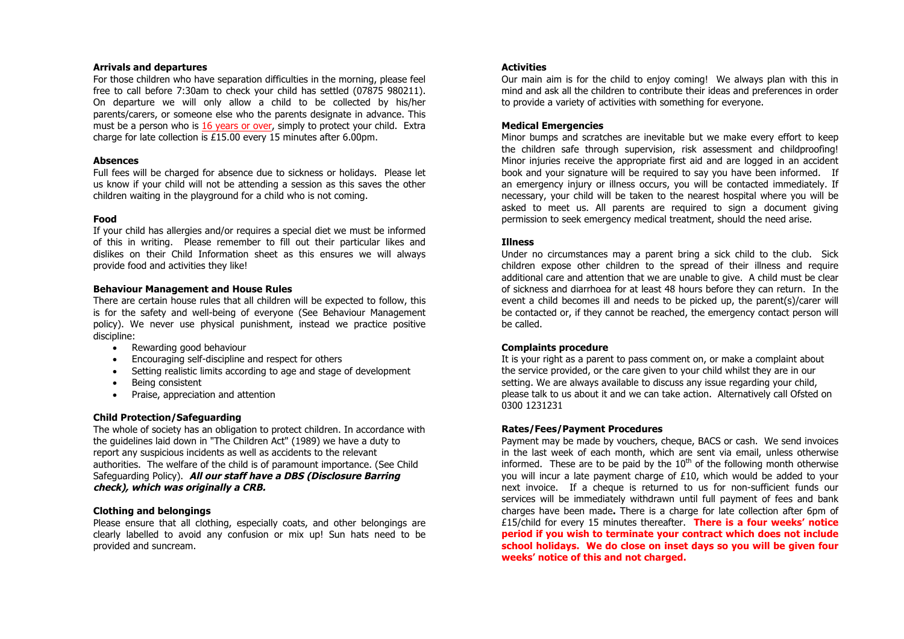**Arrivals and departures**

For those children who have separation difficulties in the morning, please feel free to call before 7:30am to check your child has settled (07875 980211). On departure we will only allow a child to be collected by his/her parents/carers, or someone else who the parents designate in advance. This must be a person who is 16 years or over, simply to protect your child. Extra charge for late collection is £15.00 every 15 minutes after 6.00pm.

**Absences**

Full fees will be charged for absence due to sickness or holidays. Please let us know if your child will not be attending a session as this saves the other children waiting in the playground for a child who is not coming.

**Food**

If your child has allergies and/or requires a special diet we must be informed of this in writing. Please remember to fill out their particular likes and dislikes on their Child Information sheet as this ensures we will always provide food and activities they like!

**Behaviour Management and House Rules**

There are certain house rules that all children will be expected to follow, this is for the safety and well-being of everyone (See Behaviour Management policy). We never use physical punishment, instead we practice positive discipline:

- Rewarding good behaviour
- Encouraging self-discipline and respect for others
- Setting realistic limits according to age and stage of development
- Being consistent
- Praise, appreciation and attention

**Child Protection/Safeguarding**

The whole of society has an obligation to protect children. In accordance with the guidelines laid down in "The Children Act" (1989) we have a duty to report any suspicious incidents as well as accidents to the relevant authorities. The welfare of the child is of paramount importance. (See Child Safeguarding Policy). ***All our staff have a DBS (Disclosure Barring check), which was originally a CRB.***

**Clothing and belongings**

Please ensure that all clothing, especially coats, and other belongings are clearly labelled to avoid any confusion or mix up! Sun hats need to be provided and suncream.

**Activities**

Our main aim is for the child to enjoy coming! We always plan with this in mind and ask all the children to contribute their ideas and preferences in order to provide a variety of activities with something for everyone.

**Medical Emergencies**

Minor bumps and scratches are inevitable but we make every effort to keep the children safe through supervision, risk assessment and childproofing! Minor injuries receive the appropriate first aid and are logged in an accident book and your signature will be required to say you have been informed. If an emergency injury or illness occurs, you will be contacted immediately. If necessary, your child will be taken to the nearest hospital where you will be asked to meet us. All parents are required to sign a document giving permission to seek emergency medical treatment, should the need arise.

**Illness**

Under no circumstances may a parent bring a sick child to the club. Sick children expose other children to the spread of their illness and require additional care and attention that we are unable to give. A child must be clear of sickness and diarrhoea for at least 48 hours before they can return. In the event a child becomes ill and needs to be picked up, the parent(s)/carer will be contacted or, if they cannot be reached, the emergency contact person will be called.

**Complaints procedure**

It is your right as a parent to pass comment on, or make a complaint about the service provided, or the care given to your child whilst they are in our setting. We are always available to discuss any issue regarding your child, please talk to us about it and we can take action. Alternatively call Ofsted on 0300 1231231

**Rates/Fees/Payment Procedures**

Payment may be made by vouchers, cheque, BACS or cash. We send invoices in the last week of each month, which are sent via email, unless otherwise informed. These are to be paid by the 10th of the following month otherwise you will incur a late payment charge of £10, which would be added to your next invoice. If a cheque is returned to us for non-sufficient funds our services will be immediately withdrawn until full payment of fees and bank charges have been made**.** There is a charge for late collection after 6pm of £15/child for every 15 minutes thereafter. **There is a four weeks' notice period if you wish to terminate your contract which does not include school holidays. We do close on inset days so you will be given four weeks' notice of this and not charged.**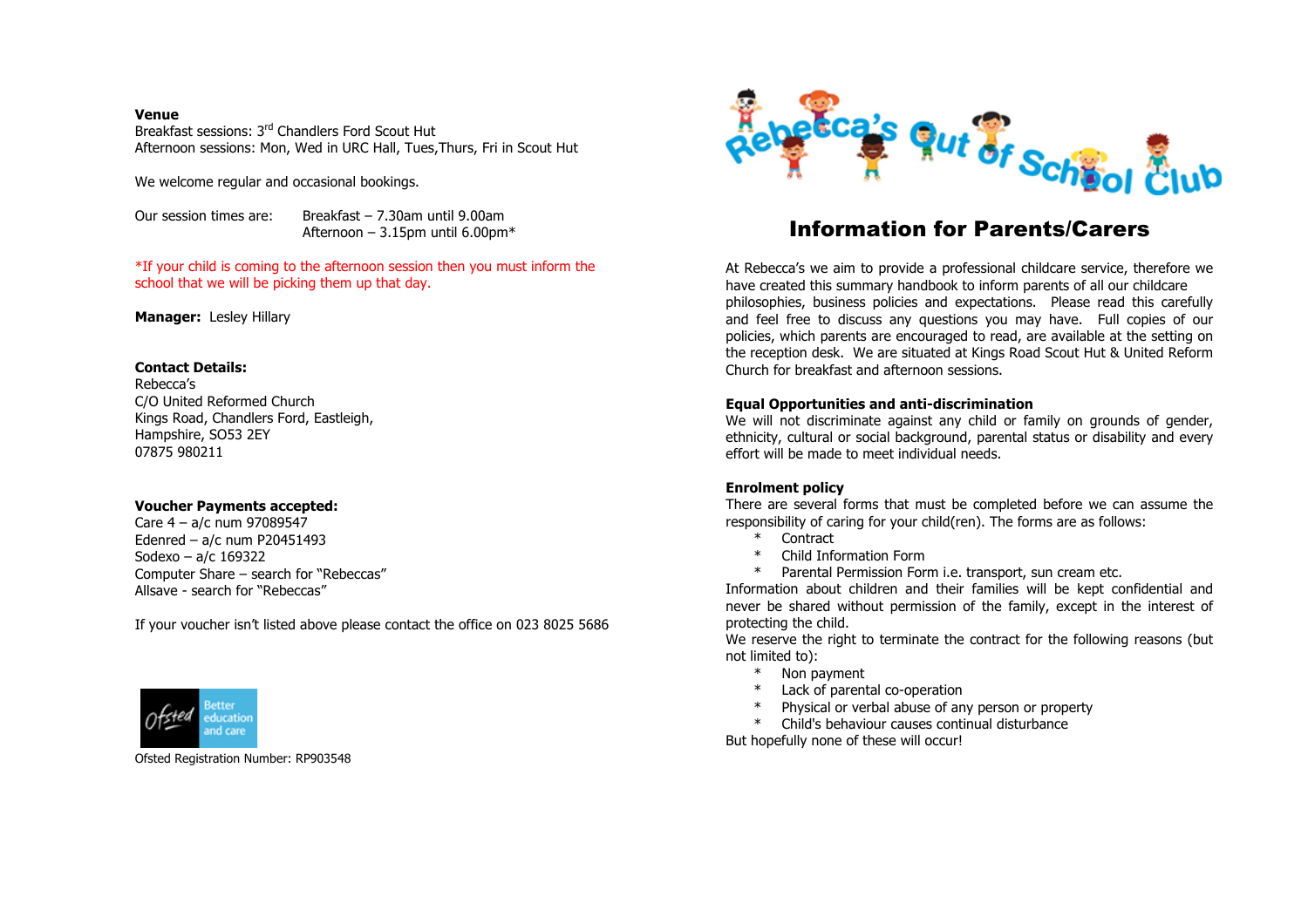**Venue**
Breakfast sessions: 3rd Chandlers Ford Scout Hut
Afternoon sessions: Mon, Wed in URC Hall, Tues,Thurs, Fri in Scout Hut

We welcome regular and occasional bookings.

Our session times are: Breakfast – 7.30am until 9.00am
Afternoon – 3.15pm until 6.00pm*

*If your child is coming to the afternoon session then you must inform the school that we will be picking them up that day.

**Manager:** Lesley Hillary

**Contact Details:**
Rebecca's
C/O United Reformed Church
Kings Road, Chandlers Ford, Eastleigh,
Hampshire, SO53 2EY
07875 980211

**Voucher Payments accepted:**
Care 4 – a/c num 97089547
Edenred – a/c num P20451493
Sodexo – a/c 169322
Computer Share – search for "Rebeccas"
Allsave - search for "Rebeccas"

If your voucher isn't listed above please contact the office on 023 8025 5686

Ofsted Better education and care

Ofsted Registration Number: RP903548

Rebecca's Out of School Club

# Information for Parents/Carers

At Rebecca's we aim to provide a professional childcare service, therefore we have created this summary handbook to inform parents of all our childcare philosophies, business policies and expectations. Please read this carefully and feel free to discuss any questions you may have. Full copies of our policies, which parents are encouraged to read, are available at the setting on the reception desk. We are situated at Kings Road Scout Hut & United Reform Church for breakfast and afternoon sessions.

**Equal Opportunities and anti-discrimination**
We will not discriminate against any child or family on grounds of gender, ethnicity, cultural or social background, parental status or disability and every effort will be made to meet individual needs.

**Enrolment policy**
There are several forms that must be completed before we can assume the responsibility of caring for your child(ren). The forms are as follows:

* Contract
* Child Information Form
* Parental Permission Form i.e. transport, sun cream etc.

Information about children and their families will be kept confidential and never be shared without permission of the family, except in the interest of protecting the child.
We reserve the right to terminate the contract for the following reasons (but not limited to):

* Non payment
* Lack of parental co-operation
* Physical or verbal abuse of any person or property
* Child's behaviour causes continual disturbance

But hopefully none of these will occur!